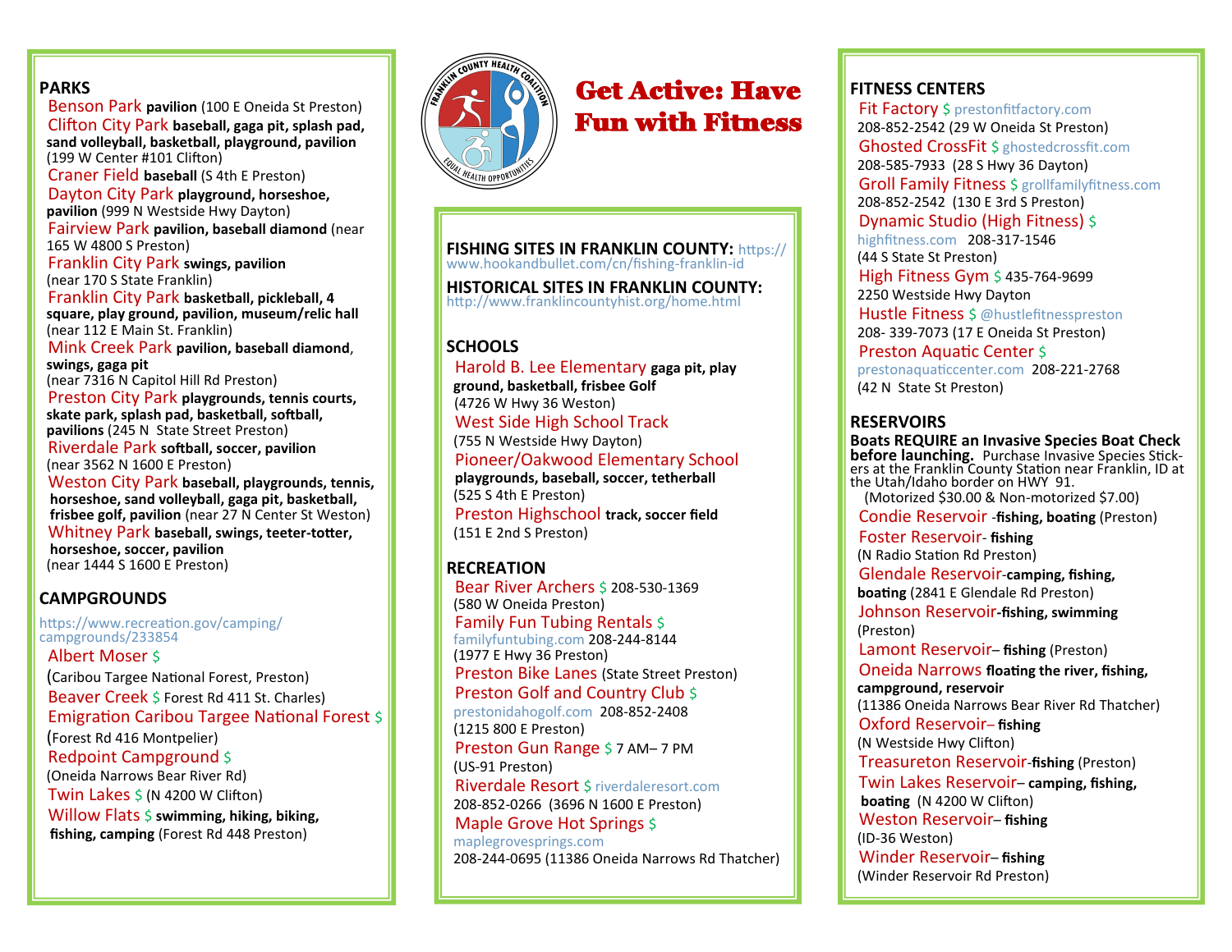# Get Active: Have Fun with Fitness

## PARKS

**Benson Park** **pavilion** (100 E Oneida St Preston)

**Clifton City Park** **baseball, gaga pit, splash pad, sand volleyball, basketball, playground, pavilion** (199 W Center #101 Clifton)

**Craner Field** **baseball** (S 4th E Preston)

**Dayton City Park** **playground, horseshoe, pavilion** (999 N Westside Hwy Dayton)

**Fairview Park** **pavilion, baseball diamond** (near 165 W 4800 S Preston)

**Franklin City Park** **swings, pavilion** (near 170 S State Franklin)

**Franklin City Park** **basketball, pickleball, 4 square, play ground, pavilion, museum/relic hall** (near 112 E Main St. Franklin)

**Mink Creek Park** **pavilion, baseball diamond, swings, gaga pit** (near 7316 N Capitol Hill Rd Preston)

**Preston City Park** **playgrounds, tennis courts, skate park, splash pad, basketball, softball, pavilions** (245 N State Street Preston)

**Riverdale Park** **softball, soccer, pavilion** (near 3562 N 1600 E Preston)

**Weston City Park** **baseball, playgrounds, tennis, horseshoe, sand volleyball, gaga pit, basketball, frisbee golf, pavilion** (near 27 N Center St Weston)

**Whitney Park** **baseball, swings, teeter-totter, horseshoe, soccer, pavilion** (near 1444 S 1600 E Preston)

## CAMPGROUNDS

https://www.recreation.gov/camping/campgrounds/233854

**Albert Moser** $ (Caribou Targee National Forest, Preston)

**Beaver Creek** $ Forest Rd 411 St. Charles)

**Emigration Caribou Targee National Forest** $ (Forest Rd 416 Montpelier)

**Redpoint Campground** $ (Oneida Narrows Bear River Rd)

**Twin Lakes** $ (N 4200 W Clifton)

**Willow Flats** $ **swimming, hiking, biking, fishing, camping** (Forest Rd 448 Preston)

## FISHING SITES IN FRANKLIN COUNTY:

https://www.hookandbullet.com/cn/fishing-franklin-id

## HISTORICAL SITES IN FRANKLIN COUNTY:

http://www.franklincountyhist.org/home.html

## SCHOOLS

**Harold B. Lee Elementary** **gaga pit, play ground, basketball, frisbee Golf** (4726 W Hwy 36 Weston)

**West Side High School Track** (755 N Westside Hwy Dayton)

**Pioneer/Oakwood Elementary School** **playgrounds, baseball, soccer, tetherball** (525 S 4th E Preston)

**Preston Highschool** **track, soccer field** (151 E 2nd S Preston)

## RECREATION

**Bear River Archers** $ 208-530-1369 (580 W Oneida Preston)

**Family Fun Tubing Rentals** $ familyfuntubing.com 208-244-8144 (1977 E Hwy 36 Preston)

**Preston Bike Lanes** (State Street Preston)

**Preston Golf and Country Club** $ prestonidahogolf.com 208-852-2408 (1215 800 E Preston)

**Preston Gun Range** $ 7 AM– 7 PM (US-91 Preston)

**Riverdale Resort** $ riverdaleresort.com 208-852-0266 (3696 N 1600 E Preston)

**Maple Grove Hot Springs** $ maplegrovesprings.com 208-244-0695 (11386 Oneida Narrows Rd Thatcher)

## FITNESS CENTERS

**Fit Factory** $ prestonfitfactory.com 208-852-2542 (29 W Oneida St Preston)

**Ghosted CrossFit** $ ghostedcrossfit.com 208-585-7933 (28 S Hwy 36 Dayton)

**Groll Family Fitness** $ grollfamilyfitness.com 208-852-2542 (130 E 3rd S Preston)

**Dynamic Studio (High Fitness)** $ highfitness.com 208-317-1546 (44 S State St Preston)

**High Fitness Gym** $ 435-764-9699 2250 Westside Hwy Dayton

**Hustle Fitness** $ @hustlefitnesspreston 208- 339-7073 (17 E Oneida St Preston)

**Preston Aquatic Center** $ prestonaquaticcenter.com 208-221-2768 (42 N State St Preston)

## RESERVOIRS

**Boats REQUIRE an Invasive Species Boat Check before launching.** Purchase Invasive Species Stickers at the Franklin County Station near Franklin, ID at the Utah/Idaho border on HWY 91. (Motorized $30.00 & Non-motorized $7.00)

**Condie Reservoir** -**fishing, boating** (Preston)

**Foster Reservoir**- **fishing** (N Radio Station Rd Preston)

**Glendale Reservoir**-**camping, fishing, boating** (2841 E Glendale Rd Preston)

**Johnson Reservoir**-**fishing, swimming** (Preston)

**Lamont Reservoir**– **fishing** (Preston)

**Oneida Narrows** **floating the river, fishing, campground, reservoir** (11386 Oneida Narrows Bear River Rd Thatcher)

**Oxford Reservoir**– **fishing** (N Westside Hwy Clifton)

**Treasureton Reservoir**-**fishing** (Preston)

**Twin Lakes Reservoir**– **camping, fishing, boating** (N 4200 W Clifton)

**Weston Reservoir**– **fishing** (ID-36 Weston)

**Winder Reservoir**– **fishing** (Winder Reservoir Rd Preston)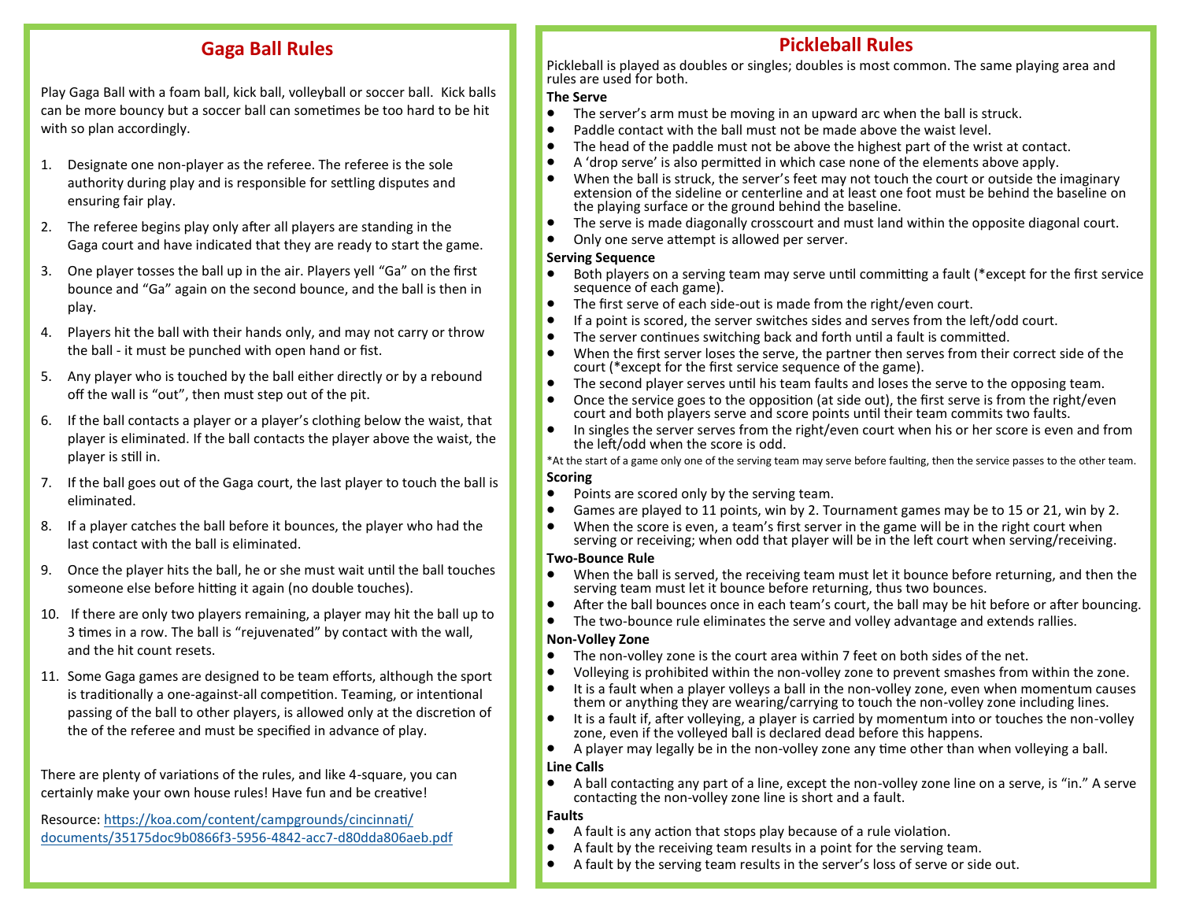## Gaga Ball Rules

Play Gaga Ball with a foam ball, kick ball, volleyball or soccer ball. Kick balls can be more bouncy but a soccer ball can sometimes be too hard to be hit with so plan accordingly.

1. Designate one non-player as the referee. The referee is the sole authority during play and is responsible for settling disputes and ensuring fair play.
2. The referee begins play only after all players are standing in the Gaga court and have indicated that they are ready to start the game.
3. One player tosses the ball up in the air. Players yell "Ga" on the first bounce and "Ga" again on the second bounce, and the ball is then in play.
4. Players hit the ball with their hands only, and may not carry or throw the ball - it must be punched with open hand or fist.
5. Any player who is touched by the ball either directly or by a rebound off the wall is "out", then must step out of the pit.
6. If the ball contacts a player or a player's clothing below the waist, that player is eliminated. If the ball contacts the player above the waist, the player is still in.
7. If the ball goes out of the Gaga court, the last player to touch the ball is eliminated.
8. If a player catches the ball before it bounces, the player who had the last contact with the ball is eliminated.
9. Once the player hits the ball, he or she must wait until the ball touches someone else before hitting it again (no double touches).
10. If there are only two players remaining, a player may hit the ball up to 3 times in a row. The ball is "rejuvenated" by contact with the wall, and the hit count resets.
11. Some Gaga games are designed to be team efforts, although the sport is traditionally a one-against-all competition. Teaming, or intentional passing of the ball to other players, is allowed only at the discretion of the of the referee and must be specified in advance of play.

There are plenty of variations of the rules, and like 4-square, you can certainly make your own house rules! Have fun and be creative!

Resource: https://koa.com/content/campgrounds/cincinnati/documents/35175doc9b0866f3-5956-4842-acc7-d80dda806aeb.pdf

## Pickleball Rules

Pickleball is played as doubles or singles; doubles is most common. The same playing area and rules are used for both.

**The Serve**

- The server's arm must be moving in an upward arc when the ball is struck.
- Paddle contact with the ball must not be made above the waist level.
- The head of the paddle must not be above the highest part of the wrist at contact.
- A 'drop serve' is also permitted in which case none of the elements above apply.
- When the ball is struck, the server's feet may not touch the court or outside the imaginary extension of the sideline or centerline and at least one foot must be behind the baseline on the playing surface or the ground behind the baseline.
- The serve is made diagonally crosscourt and must land within the opposite diagonal court.
- Only one serve attempt is allowed per server.

**Serving Sequence**

- Both players on a serving team may serve until committing a fault (*except for the first service sequence of each game).
- The first serve of each side-out is made from the right/even court.
- If a point is scored, the server switches sides and serves from the left/odd court.
- The server continues switching back and forth until a fault is committed.
- When the first server loses the serve, the partner then serves from their correct side of the court (*except for the first service sequence of the game).
- The second player serves until his team faults and loses the serve to the opposing team.
- Once the service goes to the opposition (at side out), the first serve is from the right/even court and both players serve and score points until their team commits two faults.
- In singles the server serves from the right/even court when his or her score is even and from the left/odd when the score is odd.

*At the start of a game only one of the serving team may serve before faulting, then the service passes to the other team.

**Scoring**

- Points are scored only by the serving team.
- Games are played to 11 points, win by 2. Tournament games may be to 15 or 21, win by 2.
- When the score is even, a team's first server in the game will be in the right court when serving or receiving; when odd that player will be in the left court when serving/receiving.

**Two-Bounce Rule**

- When the ball is served, the receiving team must let it bounce before returning, and then the serving team must let it bounce before returning, thus two bounces.
- After the ball bounces once in each team's court, the ball may be hit before or after bouncing.
- The two-bounce rule eliminates the serve and volley advantage and extends rallies.

**Non-Volley Zone**

- The non-volley zone is the court area within 7 feet on both sides of the net.
- Volleying is prohibited within the non-volley zone to prevent smashes from within the zone.
- It is a fault when a player volleys a ball in the non-volley zone, even when momentum causes them or anything they are wearing/carrying to touch the non-volley zone including lines.
- It is a fault if, after volleying, a player is carried by momentum into or touches the non-volley zone, even if the volleyed ball is declared dead before this happens.
- A player may legally be in the non-volley zone any time other than when volleying a ball.

**Line Calls**

- A ball contacting any part of a line, except the non-volley zone line on a serve, is "in." A serve contacting the non-volley zone line is short and a fault.

**Faults**

- A fault is any action that stops play because of a rule violation.
- A fault by the receiving team results in a point for the serving team.
- A fault by the serving team results in the server's loss of serve or side out.